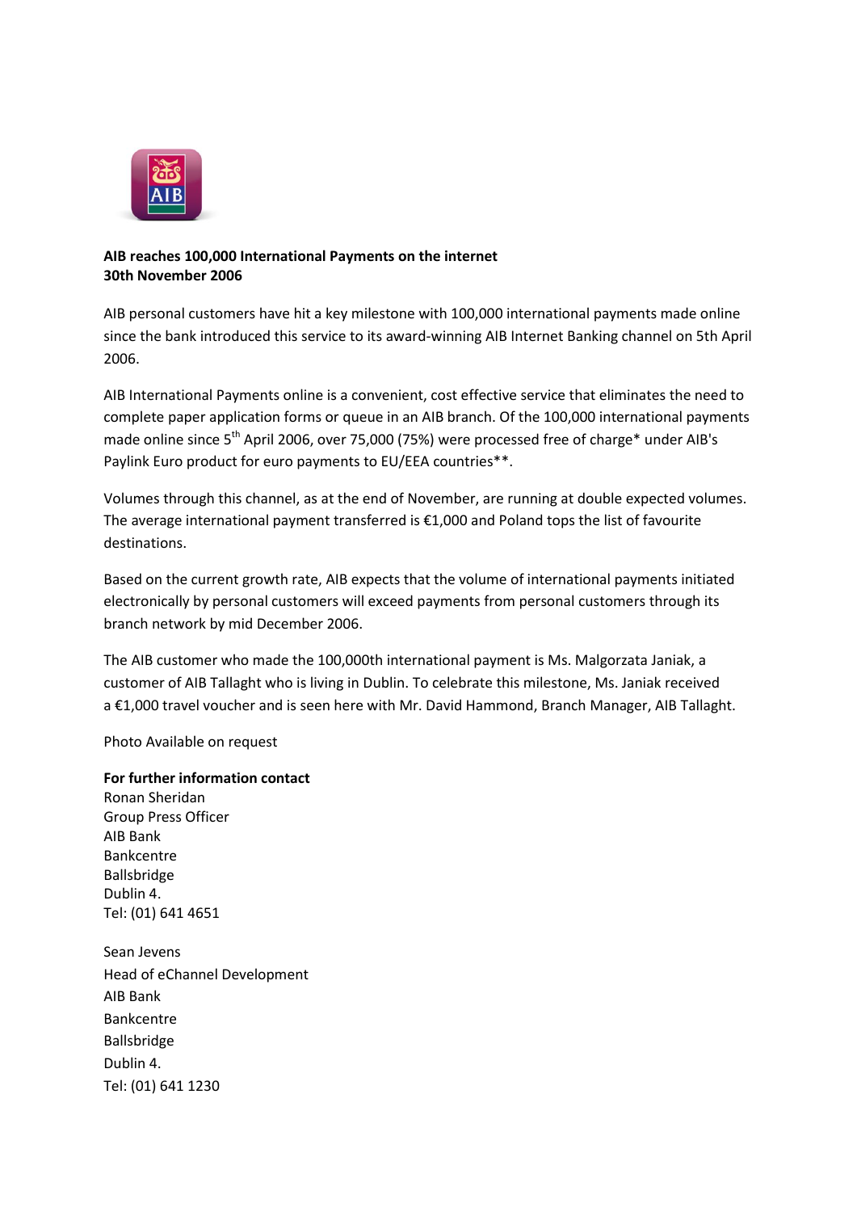**AIB reaches 100,000 International Payments on the internet**
**30th November 2006**

AIB personal customers have hit a key milestone with 100,000 international payments made online since the bank introduced this service to its award-winning AIB Internet Banking channel on 5th April 2006.

AIB International Payments online is a convenient, cost effective service that eliminates the need to complete paper application forms or queue in an AIB branch. Of the 100,000 international payments made online since 5th April 2006, over 75,000 (75%) were processed free of charge* under AIB's Paylink Euro product for euro payments to EU/EEA countries**.

Volumes through this channel, as at the end of November, are running at double expected volumes. The average international payment transferred is €1,000 and Poland tops the list of favourite destinations.

Based on the current growth rate, AIB expects that the volume of international payments initiated electronically by personal customers will exceed payments from personal customers through its branch network by mid December 2006.

The AIB customer who made the 100,000th international payment is Ms. Malgorzata Janiak, a customer of AIB Tallaght who is living in Dublin. To celebrate this milestone, Ms. Janiak received a €1,000 travel voucher and is seen here with Mr. David Hammond, Branch Manager, AIB Tallaght.

Photo Available on request

**For further information contact**
Ronan Sheridan
Group Press Officer
AIB Bank
Bankcentre
Ballsbridge
Dublin 4.
Tel: (01) 641 4651

Sean Jevens
Head of eChannel Development
AIB Bank
Bankcentre
Ballsbridge
Dublin 4.
Tel: (01) 641 1230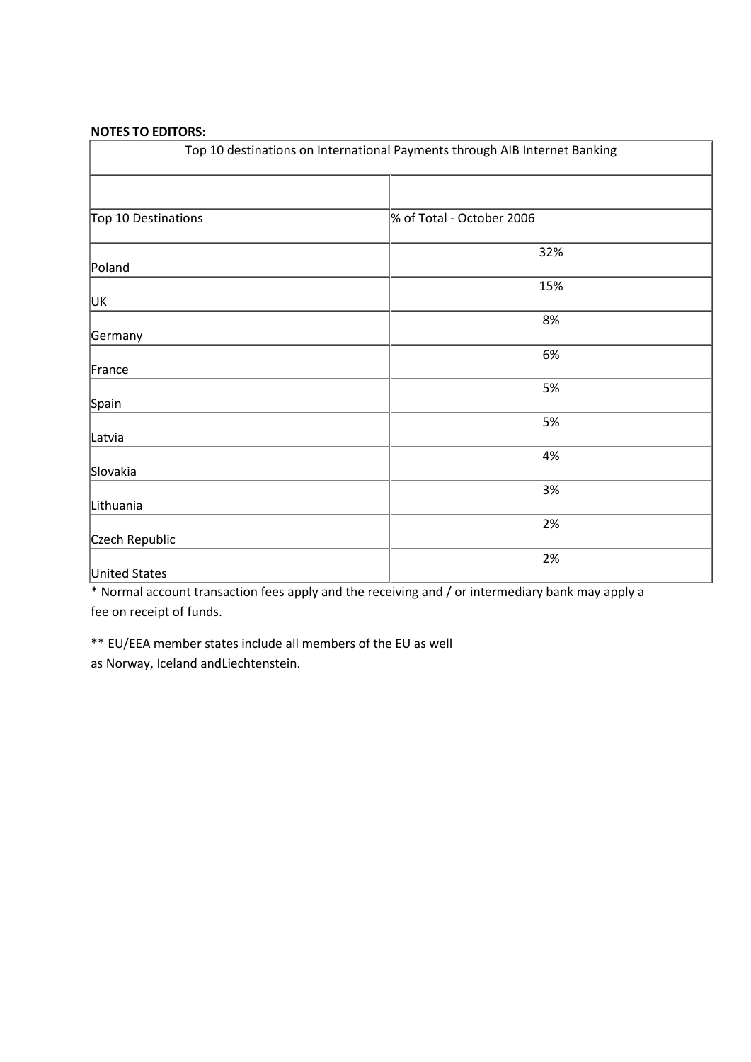**NOTES TO EDITORS:**

| Top 10 destinations on International Payments through AIB Internet Banking | |
|---|---|
| | |
| Top 10 Destinations | % of Total - October 2006 |
| Poland | 32% |
| UK | 15% |
| Germany | 8% |
| France | 6% |
| Spain | 5% |
| Latvia | 5% |
| Slovakia | 4% |
| Lithuania | 3% |
| Czech Republic | 2% |
| United States | 2% |

* Normal account transaction fees apply and the receiving and / or intermediary bank may apply a fee on receipt of funds.

** EU/EEA member states include all members of the EU as well as Norway, Iceland andLiechtenstein.